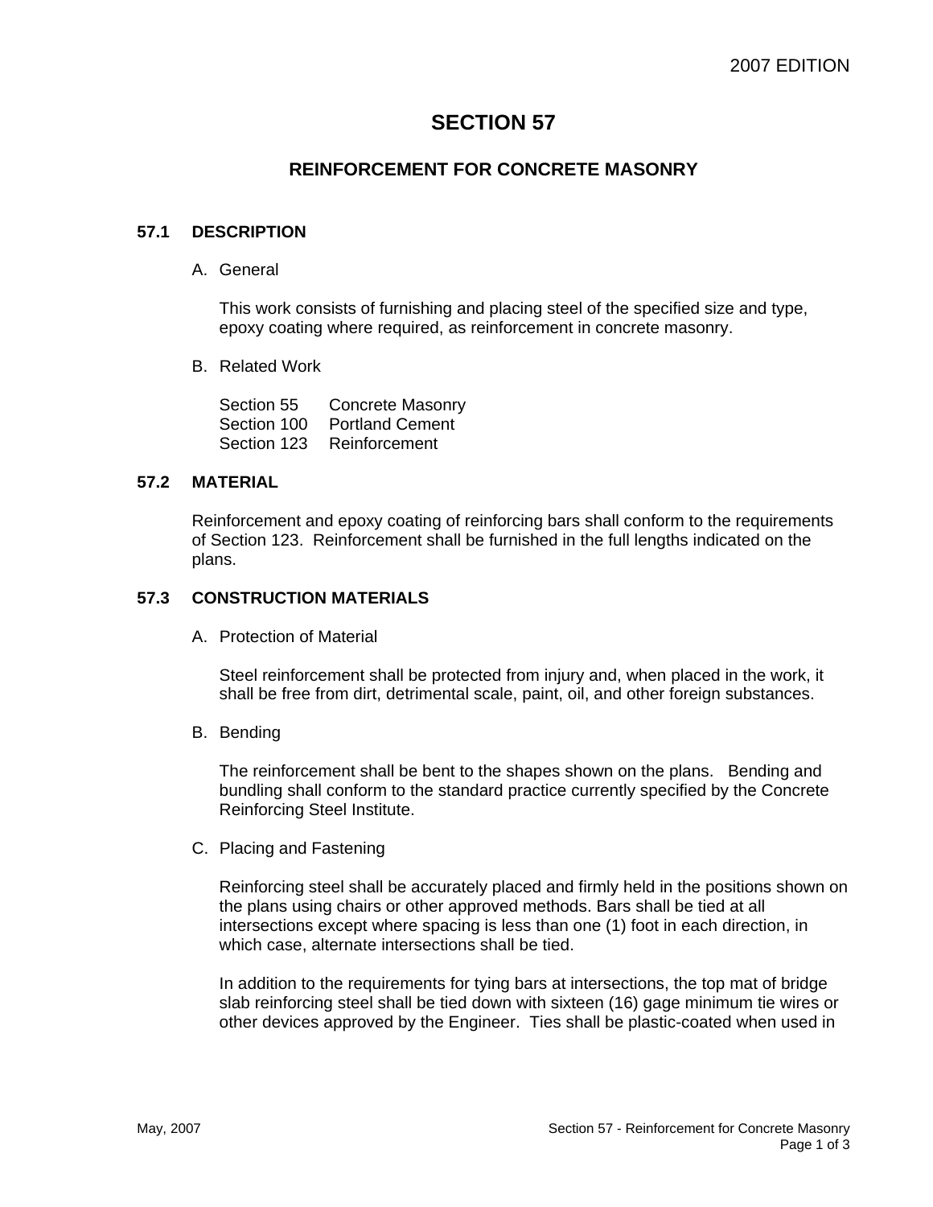# SECTION 57

## REINFORCEMENT FOR CONCRETE MASONRY

### 57.1 DESCRIPTION

A. General

This work consists of furnishing and placing steel of the specified size and type, epoxy coating where required, as reinforcement in concrete masonry.

B. Related Work

Section 55 Concrete Masonry
Section 100 Portland Cement
Section 123 Reinforcement

### 57.2 MATERIAL

Reinforcement and epoxy coating of reinforcing bars shall conform to the requirements of Section 123. Reinforcement shall be furnished in the full lengths indicated on the plans.

### 57.3 CONSTRUCTION MATERIALS

A. Protection of Material

Steel reinforcement shall be protected from injury and, when placed in the work, it shall be free from dirt, detrimental scale, paint, oil, and other foreign substances.

B. Bending

The reinforcement shall be bent to the shapes shown on the plans. Bending and bundling shall conform to the standard practice currently specified by the Concrete Reinforcing Steel Institute.

C. Placing and Fastening

Reinforcing steel shall be accurately placed and firmly held in the positions shown on the plans using chairs or other approved methods. Bars shall be tied at all intersections except where spacing is less than one (1) foot in each direction, in which case, alternate intersections shall be tied.

In addition to the requirements for tying bars at intersections, the top mat of bridge slab reinforcing steel shall be tied down with sixteen (16) gage minimum tie wires or other devices approved by the Engineer. Ties shall be plastic-coated when used in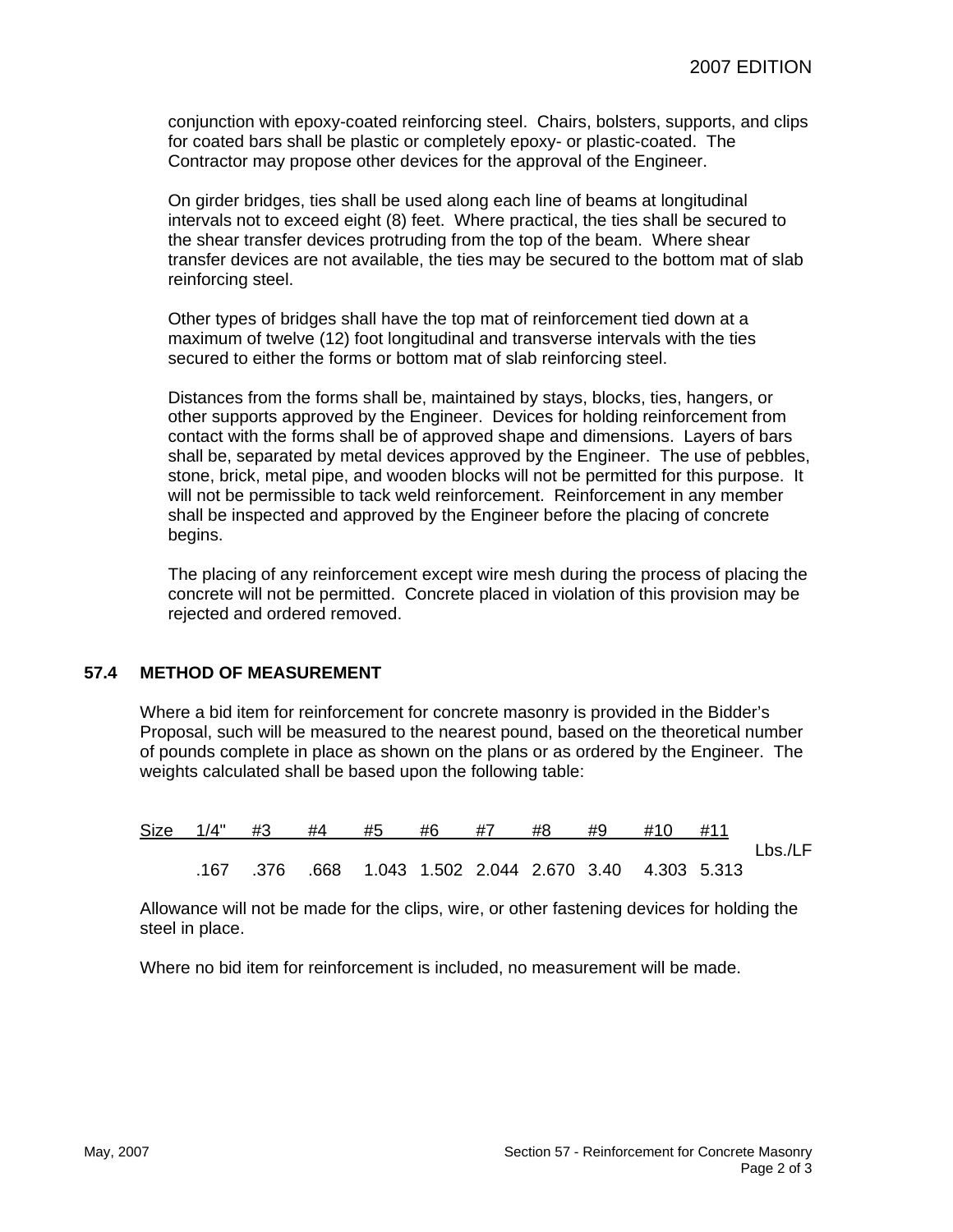conjunction with epoxy-coated reinforcing steel. Chairs, bolsters, supports, and clips for coated bars shall be plastic or completely epoxy- or plastic-coated. The Contractor may propose other devices for the approval of the Engineer.

On girder bridges, ties shall be used along each line of beams at longitudinal intervals not to exceed eight (8) feet. Where practical, the ties shall be secured to the shear transfer devices protruding from the top of the beam. Where shear transfer devices are not available, the ties may be secured to the bottom mat of slab reinforcing steel.

Other types of bridges shall have the top mat of reinforcement tied down at a maximum of twelve (12) foot longitudinal and transverse intervals with the ties secured to either the forms or bottom mat of slab reinforcing steel.

Distances from the forms shall be, maintained by stays, blocks, ties, hangers, or other supports approved by the Engineer. Devices for holding reinforcement from contact with the forms shall be of approved shape and dimensions. Layers of bars shall be, separated by metal devices approved by the Engineer. The use of pebbles, stone, brick, metal pipe, and wooden blocks will not be permitted for this purpose. It will not be permissible to tack weld reinforcement. Reinforcement in any member shall be inspected and approved by the Engineer before the placing of concrete begins.

The placing of any reinforcement except wire mesh during the process of placing the concrete will not be permitted. Concrete placed in violation of this provision may be rejected and ordered removed.

## 57.4 METHOD OF MEASUREMENT

Where a bid item for reinforcement for concrete masonry is provided in the Bidder's Proposal, such will be measured to the nearest pound, based on the theoretical number of pounds complete in place as shown on the plans or as ordered by the Engineer. The weights calculated shall be based upon the following table:

| Size | 1/4" | #3 | #4 | #5 | #6 | #7 | #8 | #9 | #10 | #11 | |
|---|---|---|---|---|---|---|---|---|---|---|---|
| | .167 | .376 | .668 | 1.043 | 1.502 | 2.044 | 2.670 | 3.40 | 4.303 | 5.313 | Lbs./LF |

Allowance will not be made for the clips, wire, or other fastening devices for holding the steel in place.

Where no bid item for reinforcement is included, no measurement will be made.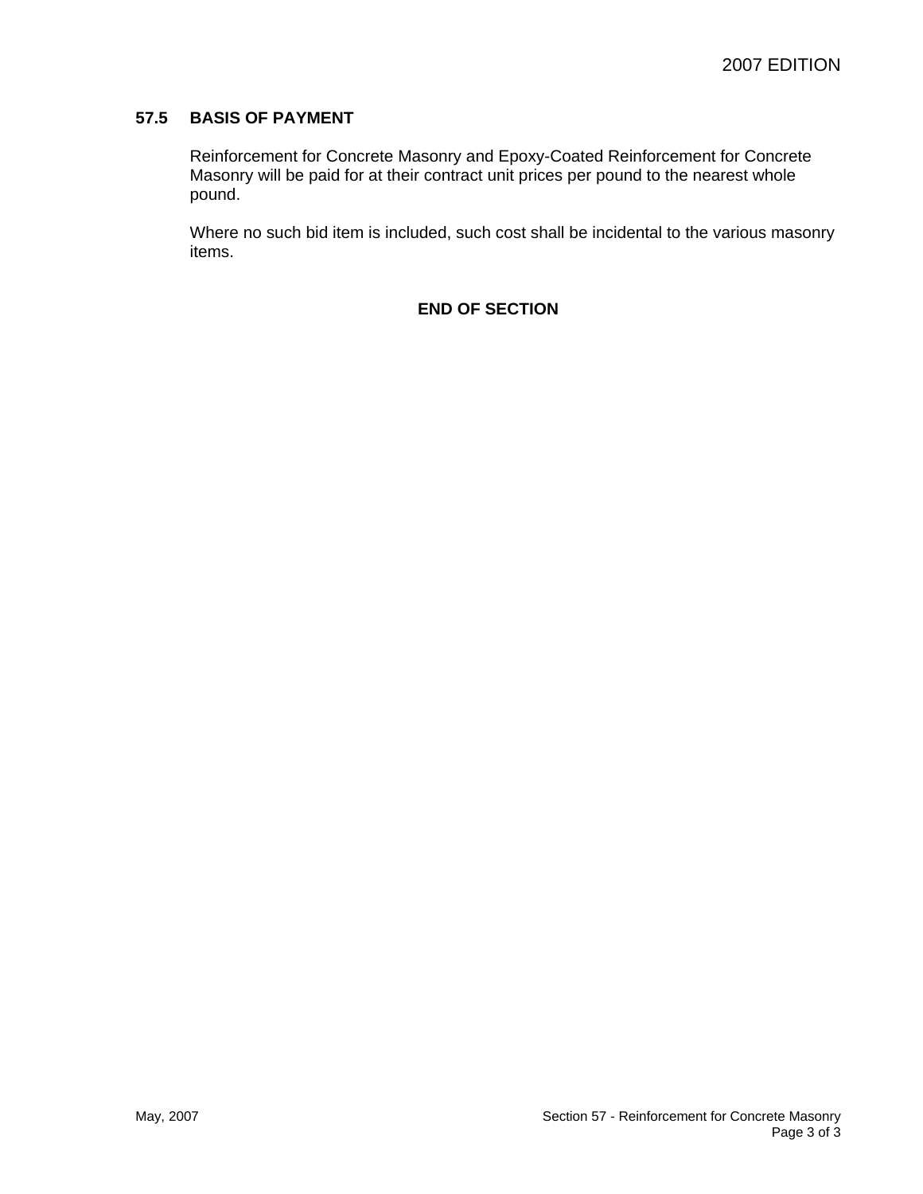## 57.5 BASIS OF PAYMENT

Reinforcement for Concrete Masonry and Epoxy-Coated Reinforcement for Concrete Masonry will be paid for at their contract unit prices per pound to the nearest whole pound.

Where no such bid item is included, such cost shall be incidental to the various masonry items.

**END OF SECTION**